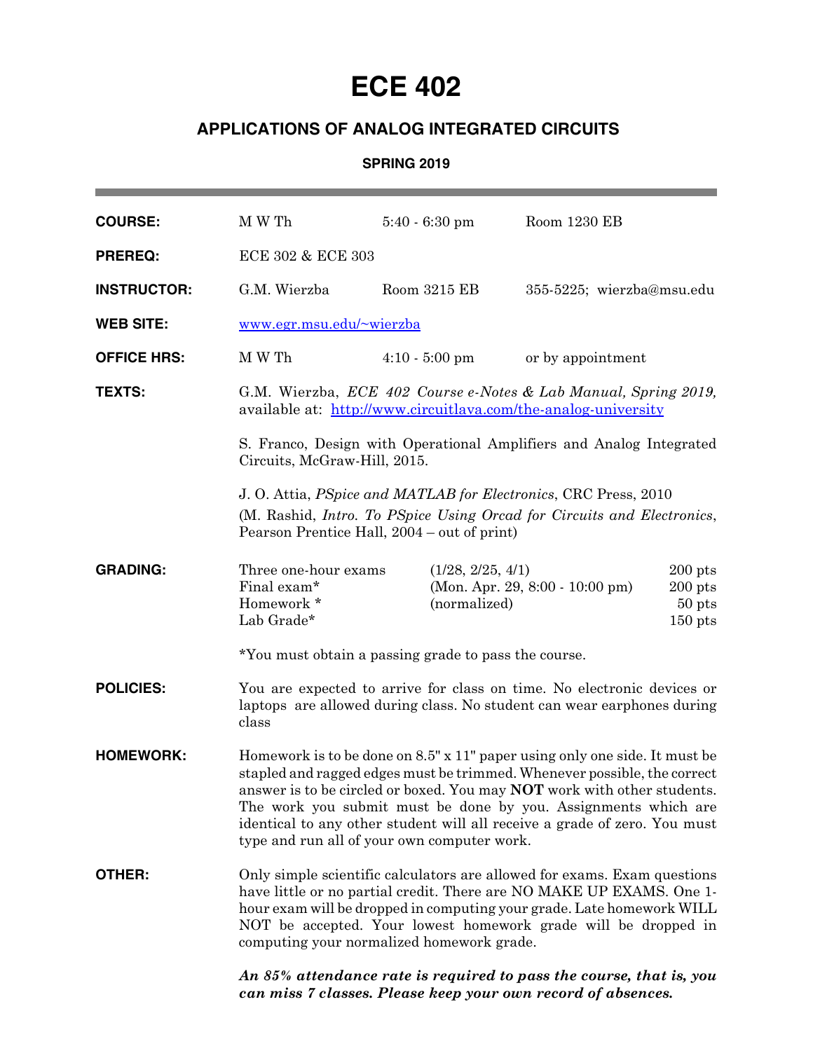# ECE 402

## APPLICATIONS OF ANALOG INTEGRATED CIRCUITS

### SPRING 2019

---

**COURSE:** M W Th 5:40 - 6:30 pm Room 1230 EB

**PREREQ:** ECE 302 & ECE 303

**INSTRUCTOR:** G.M. Wierzba Room 3215 EB 355-5225; wierzba@msu.edu

**WEB SITE:** [www.egr.msu.edu/~wierzba](www.egr.msu.edu/~wierzba)

**OFFICE HRS:** M W Th 4:10 - 5:00 pm or by appointment

**TEXTS:** G.M. Wierzba, *ECE 402 Course e-Notes & Lab Manual, Spring 2019,* available at: [http://www.circuitlava.com/the-analog-university](http://www.circuitlava.com/the-analog-university)

S. Franco, Design with Operational Amplifiers and Analog Integrated Circuits, McGraw-Hill, 2015.

J. O. Attia, *PSpice and MATLAB for Electronics*, CRC Press, 2010
(M. Rashid, *Intro. To PSpice Using Orcad for Circuits and Electronics*, Pearson Prentice Hall, 2004 – out of print)

**GRADING:**

| | | |
|---|---|---|
| Three one-hour exams | (1/28, 2/25, 4/1) | 200 pts |
| Final exam* | (Mon. Apr. 29, 8:00 - 10:00 pm) | 200 pts |
| Homework * | (normalized) | 50 pts |
| Lab Grade* | | 150 pts |

*You must obtain a passing grade to pass the course.

**POLICIES:** You are expected to arrive for class on time. No electronic devices or laptops are allowed during class. No student can wear earphones during class

**HOMEWORK:** Homework is to be done on 8.5" x 11" paper using only one side. It must be stapled and ragged edges must be trimmed. Whenever possible, the correct answer is to be circled or boxed. You may **NOT** work with other students. The work you submit must be done by you. Assignments which are identical to any other student will all receive a grade of zero. You must type and run all of your own computer work.

**OTHER:** Only simple scientific calculators are allowed for exams. Exam questions have little or no partial credit. There are NO MAKE UP EXAMS. One 1-hour exam will be dropped in computing your grade. Late homework WILL NOT be accepted. Your lowest homework grade will be dropped in computing your normalized homework grade.

***An 85% attendance rate is required to pass the course, that is, you can miss 7 classes. Please keep your own record of absences.***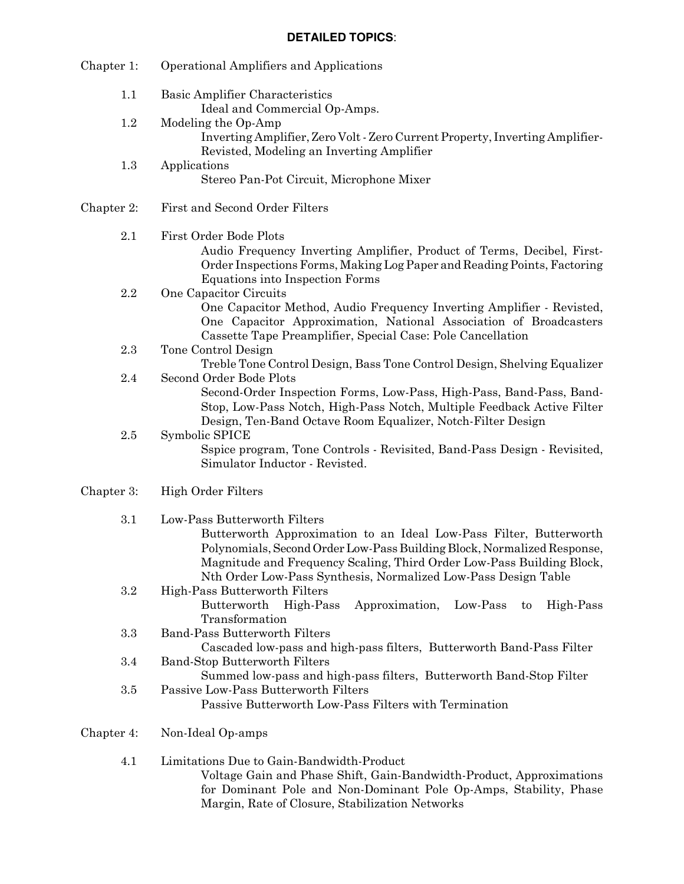**DETAILED TOPICS**:

Chapter 1: Operational Amplifiers and Applications

- 1.1 Basic Amplifier Characteristics
  - Ideal and Commercial Op-Amps.
- 1.2 Modeling the Op-Amp
  - Inverting Amplifier, Zero Volt - Zero Current Property, Inverting Amplifier-Revisted, Modeling an Inverting Amplifier
- 1.3 Applications
  - Stereo Pan-Pot Circuit, Microphone Mixer

Chapter 2: First and Second Order Filters

- 2.1 First Order Bode Plots
  - Audio Frequency Inverting Amplifier, Product of Terms, Decibel, First-Order Inspections Forms, Making Log Paper and Reading Points, Factoring Equations into Inspection Forms
- 2.2 One Capacitor Circuits
  - One Capacitor Method, Audio Frequency Inverting Amplifier - Revisted, One Capacitor Approximation, National Association of Broadcasters Cassette Tape Preamplifier, Special Case: Pole Cancellation
- 2.3 Tone Control Design
  - Treble Tone Control Design, Bass Tone Control Design, Shelving Equalizer
- 2.4 Second Order Bode Plots
  - Second-Order Inspection Forms, Low-Pass, High-Pass, Band-Pass, Band-Stop, Low-Pass Notch, High-Pass Notch, Multiple Feedback Active Filter Design, Ten-Band Octave Room Equalizer, Notch-Filter Design
- 2.5 Symbolic SPICE
  - Sspice program, Tone Controls - Revisited, Band-Pass Design - Revisited, Simulator Inductor - Revisted.

Chapter 3: High Order Filters

- 3.1 Low-Pass Butterworth Filters
  - Butterworth Approximation to an Ideal Low-Pass Filter, Butterworth Polynomials, Second Order Low-Pass Building Block, Normalized Response, Magnitude and Frequency Scaling, Third Order Low-Pass Building Block, Nth Order Low-Pass Synthesis, Normalized Low-Pass Design Table
- 3.2 High-Pass Butterworth Filters
  - Butterworth High-Pass Approximation, Low-Pass to High-Pass Transformation
- 3.3 Band-Pass Butterworth Filters
  - Cascaded low-pass and high-pass filters, Butterworth Band-Pass Filter
- 3.4 Band-Stop Butterworth Filters
  - Summed low-pass and high-pass filters, Butterworth Band-Stop Filter
- 3.5 Passive Low-Pass Butterworth Filters
  - Passive Butterworth Low-Pass Filters with Termination

Chapter 4: Non-Ideal Op-amps

- 4.1 Limitations Due to Gain-Bandwidth-Product
  - Voltage Gain and Phase Shift, Gain-Bandwidth-Product, Approximations for Dominant Pole and Non-Dominant Pole Op-Amps, Stability, Phase Margin, Rate of Closure, Stabilization Networks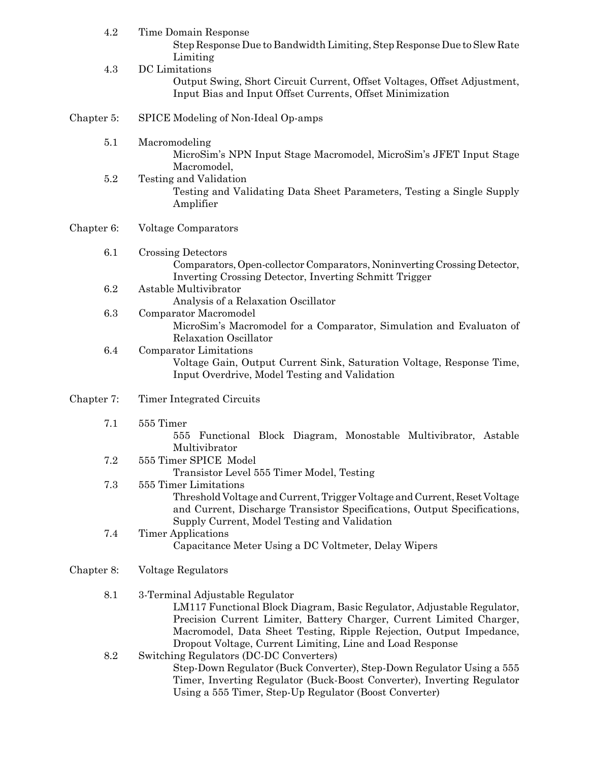4.2 Time Domain Response

Step Response Due to Bandwidth Limiting, Step Response Due to Slew Rate Limiting

4.3 DC Limitations

Output Swing, Short Circuit Current, Offset Voltages, Offset Adjustment, Input Bias and Input Offset Currents, Offset Minimization

## Chapter 5: SPICE Modeling of Non-Ideal Op-amps

5.1 Macromodeling

MicroSim's NPN Input Stage Macromodel, MicroSim's JFET Input Stage Macromodel,

5.2 Testing and Validation

Testing and Validating Data Sheet Parameters, Testing a Single Supply Amplifier

## Chapter 6: Voltage Comparators

6.1 Crossing Detectors

Comparators, Open-collector Comparators, Noninverting Crossing Detector, Inverting Crossing Detector, Inverting Schmitt Trigger

6.2 Astable Multivibrator

Analysis of a Relaxation Oscillator

6.3 Comparator Macromodel

MicroSim's Macromodel for a Comparator, Simulation and Evaluaton of Relaxation Oscillator

6.4 Comparator Limitations

Voltage Gain, Output Current Sink, Saturation Voltage, Response Time, Input Overdrive, Model Testing and Validation

## Chapter 7: Timer Integrated Circuits

7.1 555 Timer

555 Functional Block Diagram, Monostable Multivibrator, Astable Multivibrator

7.2 555 Timer SPICE Model

Transistor Level 555 Timer Model, Testing

7.3 555 Timer Limitations

Threshold Voltage and Current, Trigger Voltage and Current, Reset Voltage and Current, Discharge Transistor Specifications, Output Specifications, Supply Current, Model Testing and Validation

7.4 Timer Applications

Capacitance Meter Using a DC Voltmeter, Delay Wipers

## Chapter 8: Voltage Regulators

8.1 3-Terminal Adjustable Regulator

LM117 Functional Block Diagram, Basic Regulator, Adjustable Regulator, Precision Current Limiter, Battery Charger, Current Limited Charger, Macromodel, Data Sheet Testing, Ripple Rejection, Output Impedance, Dropout Voltage, Current Limiting, Line and Load Response

8.2 Switching Regulators (DC-DC Converters)

Step-Down Regulator (Buck Converter), Step-Down Regulator Using a 555 Timer, Inverting Regulator (Buck-Boost Converter), Inverting Regulator Using a 555 Timer, Step-Up Regulator (Boost Converter)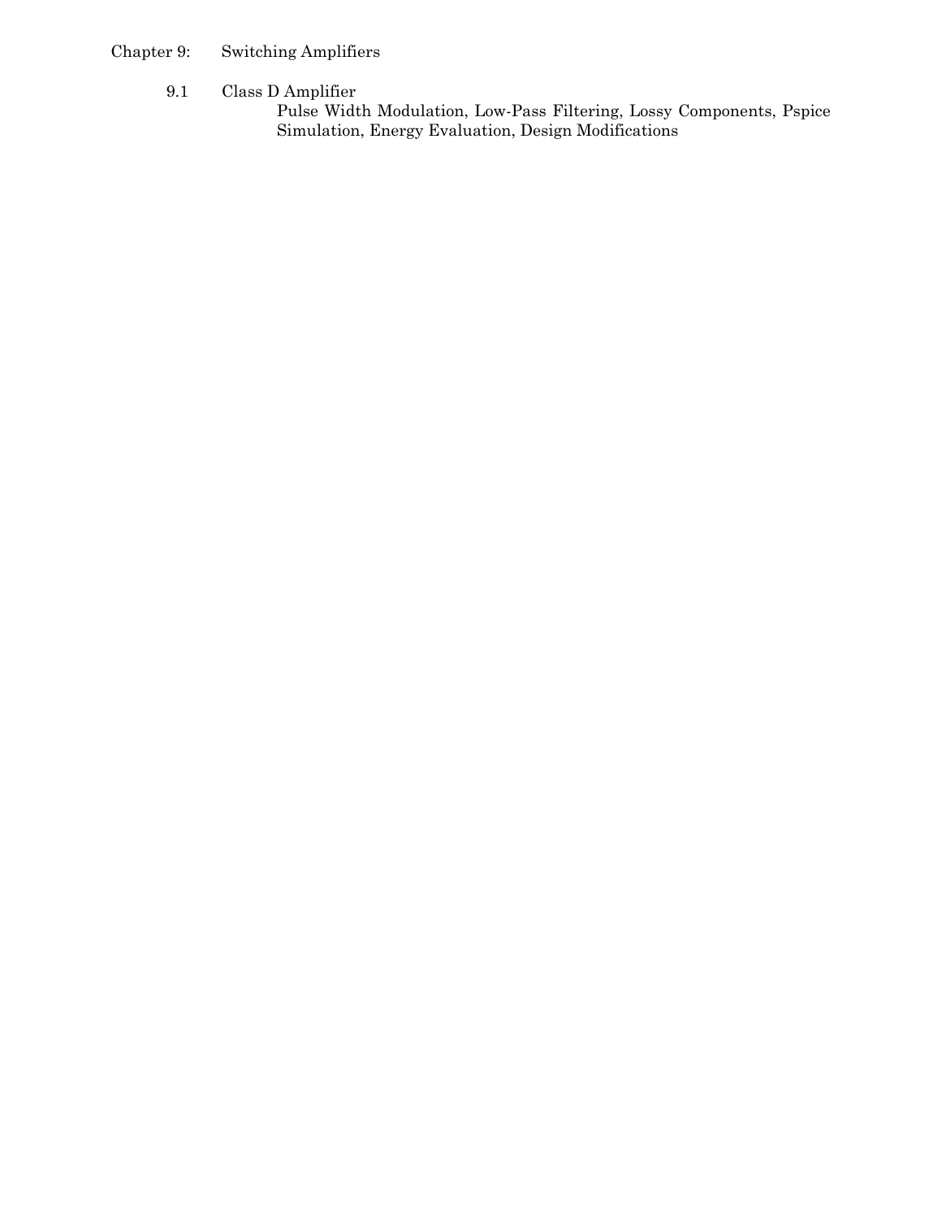Chapter 9: Switching Amplifiers

9.1 Class D Amplifier

Pulse Width Modulation, Low-Pass Filtering, Lossy Components, Pspice Simulation, Energy Evaluation, Design Modifications